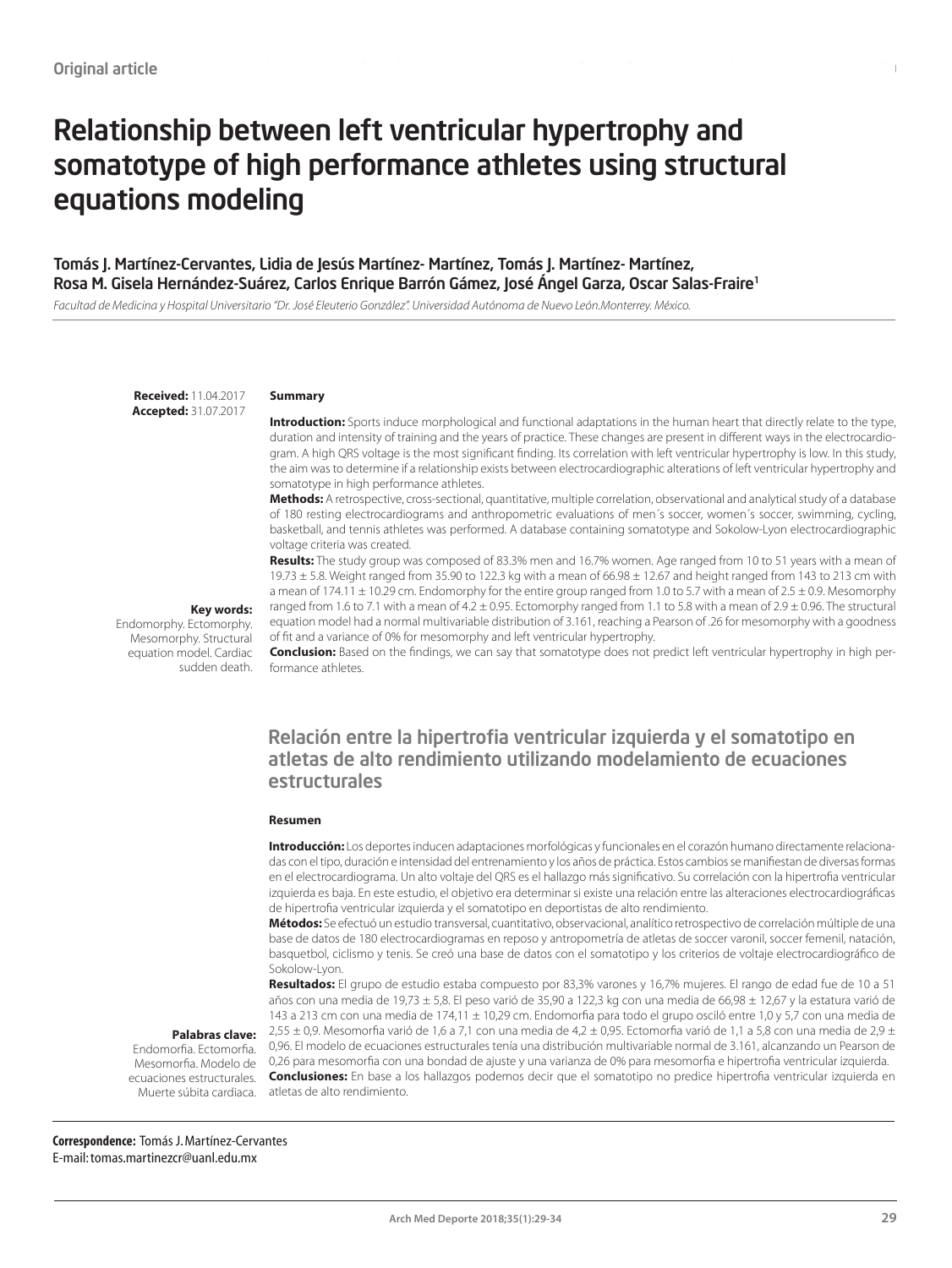Original article

# Relationship between left ventricular hypertrophy and somatotype of high performance athletes using structural equations modeling

**Tomás J. Martínez-Cervantes, Lidia de Jesús Martínez- Martínez, Tomás J. Martínez- Martínez, Rosa M. Gisela Hernández-Suárez, Carlos Enrique Barrón Gámez, José Ángel Garza, Oscar Salas-Fraire[1]**

*Facultad de Medicina y Hospital Universitario "Dr. José Eleuterio González". Universidad Autónoma de Nuevo León.Monterrey. México.*

**Received:** 11.04.2017
**Accepted:** 31.07.2017

### Summary

**Introduction:** Sports induce morphological and functional adaptations in the human heart that directly relate to the type, duration and intensity of training and the years of practice. These changes are present in different ways in the electrocardiogram. A high QRS voltage is the most significant finding. Its correlation with left ventricular hypertrophy is low. In this study, the aim was to determine if a relationship exists between electrocardiographic alterations of left ventricular hypertrophy and somatotype in high performance athletes.

**Methods:** A retrospective, cross-sectional, quantitative, multiple correlation, observational and analytical study of a database of 180 resting electrocardiograms and anthropometric evaluations of men´s soccer, women's soccer, swimming, cycling, basketball, and tennis athletes was performed. A database containing somatotype and Sokolow-Lyon electrocardiographic voltage criteria was created.

**Results:** The study group was composed of 83.3% men and 16.7% women. Age ranged from 10 to 51 years with a mean of 19.73 ± 5.8. Weight ranged from 35.90 to 122.3 kg with a mean of 66.98 ± 12.67 and height ranged from 143 to 213 cm with a mean of 174.11 ± 10.29 cm. Endomorphy for the entire group ranged from 1.0 to 5.7 with a mean of 2.5 ± 0.9. Mesomorphy ranged from 1.6 to 7.1 with a mean of 4.2 ± 0.95. Ectomorphy ranged from 1.1 to 5.8 with a mean of 2.9 ± 0.96. The structural equation model had a normal multivariable distribution of 3.161, reaching a Pearson of .26 for mesomorphy with a goodness of fit and a variance of 0% for mesomorphy and left ventricular hypertrophy.

**Conclusion:** Based on the findings, we can say that somatotype does not predict left ventricular hypertrophy in high performance athletes.

**Key words:**
Endomorphy. Ectomorphy. Mesomorphy. Structural equation model. Cardiac sudden death.

## Relación entre la hipertrofia ventricular izquierda y el somatotipo en atletas de alto rendimiento utilizando modelamiento de ecuaciones estructurales

### Resumen

**Introducción:** Los deportes inducen adaptaciones morfológicas y funcionales en el corazón humano directamente relacionadas con el tipo, duración e intensidad del entrenamiento y los años de práctica. Estos cambios se manifiestan de diversas formas en el electrocardiograma. Un alto voltaje del QRS es el hallazgo más significativo. Su correlación con la hipertrofia ventricular izquierda es baja. En este estudio, el objetivo era determinar si existe una relación entre las alteraciones electrocardiográficas de hipertrofia ventricular izquierda y el somatotipo en deportistas de alto rendimiento.

**Métodos:** Se efectuó un estudio transversal, cuantitativo, observacional, analítico retrospectivo de correlación múltiple de una base de datos de 180 electrocardiogramas en reposo y antropometría de atletas de soccer varonil, soccer femenil, natación, basquetbol, ciclismo y tenis. Se creó una base de datos con el somatotipo y los criterios de voltaje electrocardiográfico de Sokolow-Lyon.

**Resultados:** El grupo de estudio estaba compuesto por 83,3% varones y 16,7% mujeres. El rango de edad fue de 10 a 51 años con una media de 19,73 ± 5,8. El peso varió de 35,90 a 122,3 kg con una media de 66,98 ± 12,67 y la estatura varió de 143 a 213 cm con una media de 174,11 ± 10,29 cm. Endomorfia para todo el grupo osciló entre 1,0 y 5,7 con una media de 2,55 ± 0,9. Mesomorfia varió de 1,6 a 7,1 con una media de 4,2 ± 0,95. Ectomorfia varió de 1,1 a 5,8 con una media de 2,9 ± 0,96. El modelo de ecuaciones estructurales tenía una distribución multivariable normal de 3.161, alcanzando un Pearson de 0,26 para mesomorfia con una bondad de ajuste y una varianza de 0% para mesomorfia e hipertrofia ventricular izquierda.

**Conclusiones:** En base a los hallazgos podemos decir que el somatotipo no predice hipertrofia ventricular izquierda en atletas de alto rendimiento.

**Palabras clave:**
Endomorfia. Ectomorfia. Mesomorfia. Modelo de ecuaciones estructurales. Muerte súbita cardiaca.

**Correspondence:** Tomás J. Martínez-Cervantes
E-mail: tomas.martinezcr@uanl.edu.mx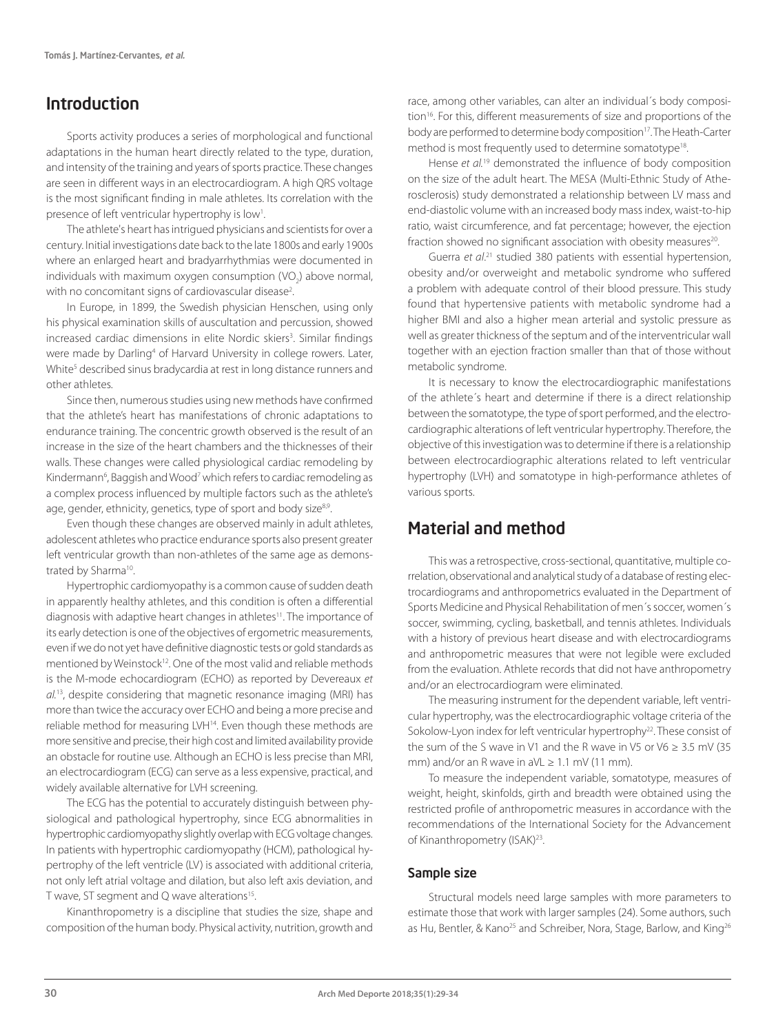## Introduction

Sports activity produces a series of morphological and functional adaptations in the human heart directly related to the type, duration, and intensity of the training and years of sports practice. These changes are seen in different ways in an electrocardiogram. A high QRS voltage is the most significant finding in male athletes. Its correlation with the presence of left ventricular hypertrophy is low[1].

The athlete's heart has intrigued physicians and scientists for over a century. Initial investigations date back to the late 1800s and early 1900s where an enlarged heart and bradyarrhythmias were documented in individuals with maximum oxygen consumption ($VO_2$) above normal, with no concomitant signs of cardiovascular disease[2].

In Europe, in 1899, the Swedish physician Henschen, using only his physical examination skills of auscultation and percussion, showed increased cardiac dimensions in elite Nordic skiers[3]. Similar findings were made by Darling[4] of Harvard University in college rowers. Later, White[5] described sinus bradycardia at rest in long distance runners and other athletes.

Since then, numerous studies using new methods have confirmed that the athlete's heart has manifestations of chronic adaptations to endurance training. The concentric growth observed is the result of an increase in the size of the heart chambers and the thicknesses of their walls. These changes were called physiological cardiac remodeling by Kindermann[6], Baggish and Wood[7] which refers to cardiac remodeling as a complex process influenced by multiple factors such as the athlete's age, gender, ethnicity, genetics, type of sport and body size[8,9].

Even though these changes are observed mainly in adult athletes, adolescent athletes who practice endurance sports also present greater left ventricular growth than non-athletes of the same age as demonstrated by Sharma[10].

Hypertrophic cardiomyopathy is a common cause of sudden death in apparently healthy athletes, and this condition is often a differential diagnosis with adaptive heart changes in athletes[11]. The importance of its early detection is one of the objectives of ergometric measurements, even if we do not yet have definitive diagnostic tests or gold standards as mentioned by Weinstock[12]. One of the most valid and reliable methods is the M-mode echocardiogram (ECHO) as reported by Devereaux *et al.*[13], despite considering that magnetic resonance imaging (MRI) has more than twice the accuracy over ECHO and being a more precise and reliable method for measuring LVH[14]. Even though these methods are more sensitive and precise, their high cost and limited availability provide an obstacle for routine use. Although an ECHO is less precise than MRI, an electrocardiogram (ECG) can serve as a less expensive, practical, and widely available alternative for LVH screening.

The ECG has the potential to accurately distinguish between physiological and pathological hypertrophy, since ECG abnormalities in hypertrophic cardiomyopathy slightly overlap with ECG voltage changes. In patients with hypertrophic cardiomyopathy (HCM), pathological hypertrophy of the left ventricle (LV) is associated with additional criteria, not only left atrial voltage and dilation, but also left axis deviation, and T wave, ST segment and Q wave alterations[15].

Kinanthropometry is a discipline that studies the size, shape and composition of the human body. Physical activity, nutrition, growth and race, among other variables, can alter an individual´s body composition[16]. For this, different measurements of size and proportions of the body are performed to determine body composition[17]. The Heath-Carter method is most frequently used to determine somatotype[18].

Hense *et al.*[19] demonstrated the influence of body composition on the size of the adult heart. The MESA (Multi-Ethnic Study of Atherosclerosis) study demonstrated a relationship between LV mass and end-diastolic volume with an increased body mass index, waist-to-hip ratio, waist circumference, and fat percentage; however, the ejection fraction showed no significant association with obesity measures[20].

Guerra *et al.*[21] studied 380 patients with essential hypertension, obesity and/or overweight and metabolic syndrome who suffered a problem with adequate control of their blood pressure. This study found that hypertensive patients with metabolic syndrome had a higher BMI and also a higher mean arterial and systolic pressure as well as greater thickness of the septum and of the interventricular wall together with an ejection fraction smaller than that of those without metabolic syndrome.

It is necessary to know the electrocardiographic manifestations of the athlete´s heart and determine if there is a direct relationship between the somatotype, the type of sport performed, and the electrocardiographic alterations of left ventricular hypertrophy. Therefore, the objective of this investigation was to determine if there is a relationship between electrocardiographic alterations related to left ventricular hypertrophy (LVH) and somatotype in high-performance athletes of various sports.

## Material and method

This was a retrospective, cross-sectional, quantitative, multiple correlation, observational and analytical study of a database of resting electrocardiograms and anthropometrics evaluated in the Department of Sports Medicine and Physical Rehabilitation of men´s soccer, women´s soccer, swimming, cycling, basketball, and tennis athletes. Individuals with a history of previous heart disease and with electrocardiograms and anthropometric measures that were not legible were excluded from the evaluation. Athlete records that did not have anthropometry and/or an electrocardiogram were eliminated.

The measuring instrument for the dependent variable, left ventricular hypertrophy, was the electrocardiographic voltage criteria of the Sokolow-Lyon index for left ventricular hypertrophy[22]. These consist of the sum of the S wave in V1 and the R wave in V5 or V6 $\geq$ 3.5 mV (35 mm) and/or an R wave in aVL $\geq$ 1.1 mV (11 mm).

To measure the independent variable, somatotype, measures of weight, height, skinfolds, girth and breadth were obtained using the restricted profile of anthropometric measures in accordance with the recommendations of the International Society for the Advancement of Kinanthropometry (ISAK)[23].

### Sample size

Structural models need large samples with more parameters to estimate those that work with larger samples (24). Some authors, such as Hu, Bentler, & Kano[25] and Schreiber, Nora, Stage, Barlow, and King[26]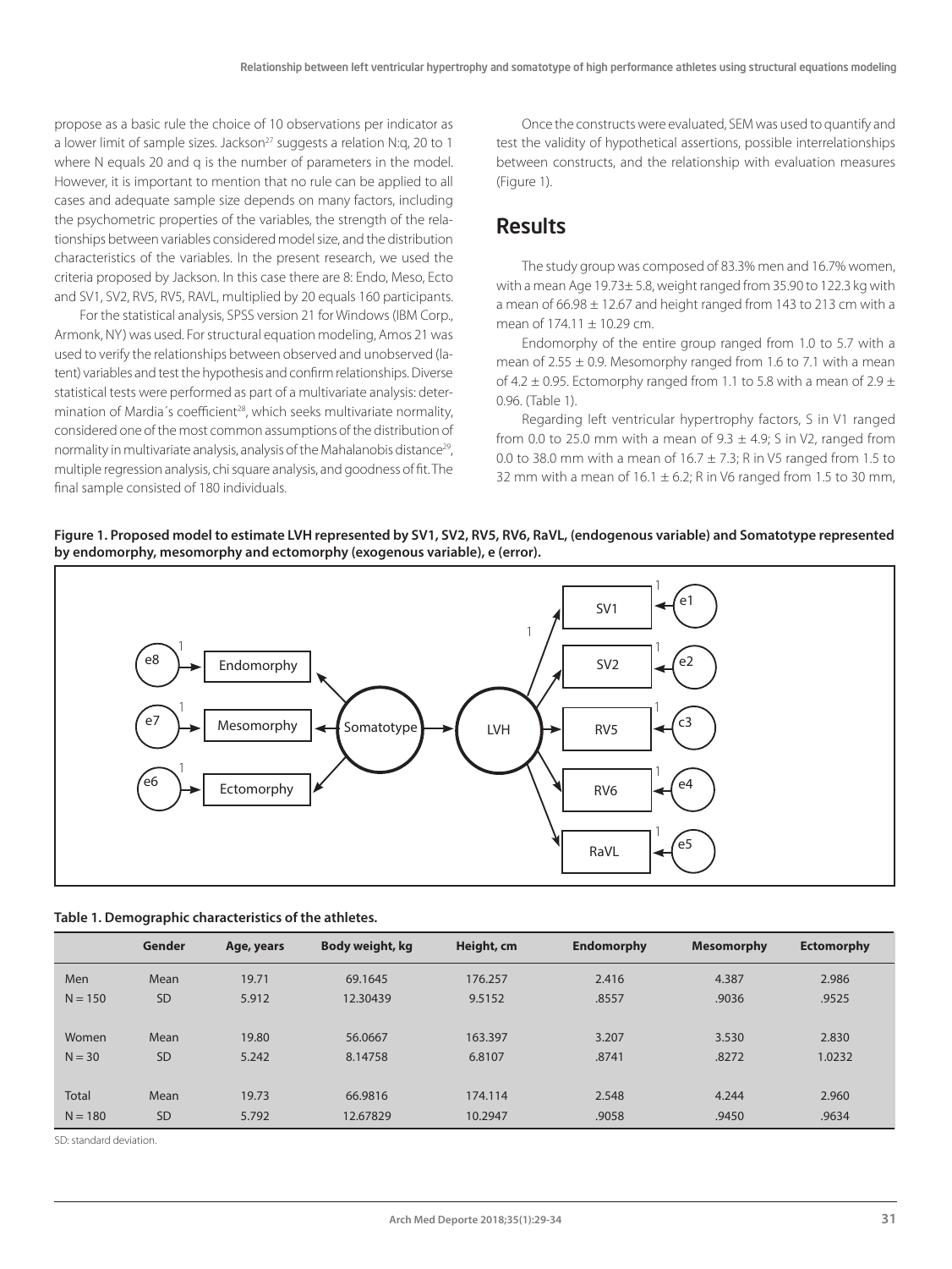propose as a basic rule the choice of 10 observations per indicator as a lower limit of sample sizes. Jackson[27] suggests a relation N:q, 20 to 1 where N equals 20 and q is the number of parameters in the model. However, it is important to mention that no rule can be applied to all cases and adequate sample size depends on many factors, including the psychometric properties of the variables, the strength of the relationships between variables considered model size, and the distribution characteristics of the variables. In the present research, we used the criteria proposed by Jackson. In this case there are 8: Endo, Meso, Ecto and SV1, SV2, RV5, RV5, RAVL, multiplied by 20 equals 160 participants.

For the statistical analysis, SPSS version 21 for Windows (IBM Corp., Armonk, NY) was used. For structural equation modeling, Amos 21 was used to verify the relationships between observed and unobserved (latent) variables and test the hypothesis and confirm relationships. Diverse statistical tests were performed as part of a multivariate analysis: determination of Mardia´s coefficient[28], which seeks multivariate normality, considered one of the most common assumptions of the distribution of normality in multivariate analysis, analysis of the Mahalanobis distance[29], multiple regression analysis, chi square analysis, and goodness of fit. The final sample consisted of 180 individuals.

Once the constructs were evaluated, SEM was used to quantify and test the validity of hypothetical assertions, possible interrelationships between constructs, and the relationship with evaluation measures (Figure 1).

## Results

The study group was composed of 83.3% men and 16.7% women, with a mean Age 19.73± 5.8, weight ranged from 35.90 to 122.3 kg with a mean of 66.98 ± 12.67 and height ranged from 143 to 213 cm with a mean of 174.11 ± 10.29 cm.

Endomorphy of the entire group ranged from 1.0 to 5.7 with a mean of 2.55 ± 0.9. Mesomorphy ranged from 1.6 to 7.1 with a mean of 4.2 ± 0.95. Ectomorphy ranged from 1.1 to 5.8 with a mean of 2.9 ± 0.96. (Table 1).

Regarding left ventricular hypertrophy factors, S in V1 ranged from 0.0 to 25.0 mm with a mean of 9.3 ± 4.9; S in V2, ranged from 0.0 to 38.0 mm with a mean of 16.7 ± 7.3; R in V5 ranged from 1.5 to 32 mm with a mean of 16.1 ± 6.2; R in V6 ranged from 1.5 to 30 mm,

**Figure 1. Proposed model to estimate LVH represented by SV1, SV2, RV5, RV6, RaVL, (endogenous variable) and Somatotype represented by endomorphy, mesomorphy and ectomorphy (exogenous variable), e (error).**

**Table 1. Demographic characteristics of the athletes.**

| | Gender | Age, years | Body weight, kg | Height, cm | Endomorphy | Mesomorphy | Ectomorphy |
|---|---|---|---|---|---|---|---|
| Men | Mean | 19.71 | 69.1645 | 176.257 | 2.416 | 4.387 | 2.986 |
| N = 150 | SD | 5.912 | 12.30439 | 9.5152 | .8557 | .9036 | .9525 |
| Women | Mean | 19.80 | 56.0667 | 163.397 | 3.207 | 3.530 | 2.830 |
| N = 30 | SD | 5.242 | 8.14758 | 6.8107 | .8741 | .8272 | 1.0232 |
| Total | Mean | 19.73 | 66.9816 | 174.114 | 2.548 | 4.244 | 2.960 |
| N = 180 | SD | 5.792 | 12.67829 | 10.2947 | .9058 | .9450 | .9634 |

SD: standard deviation.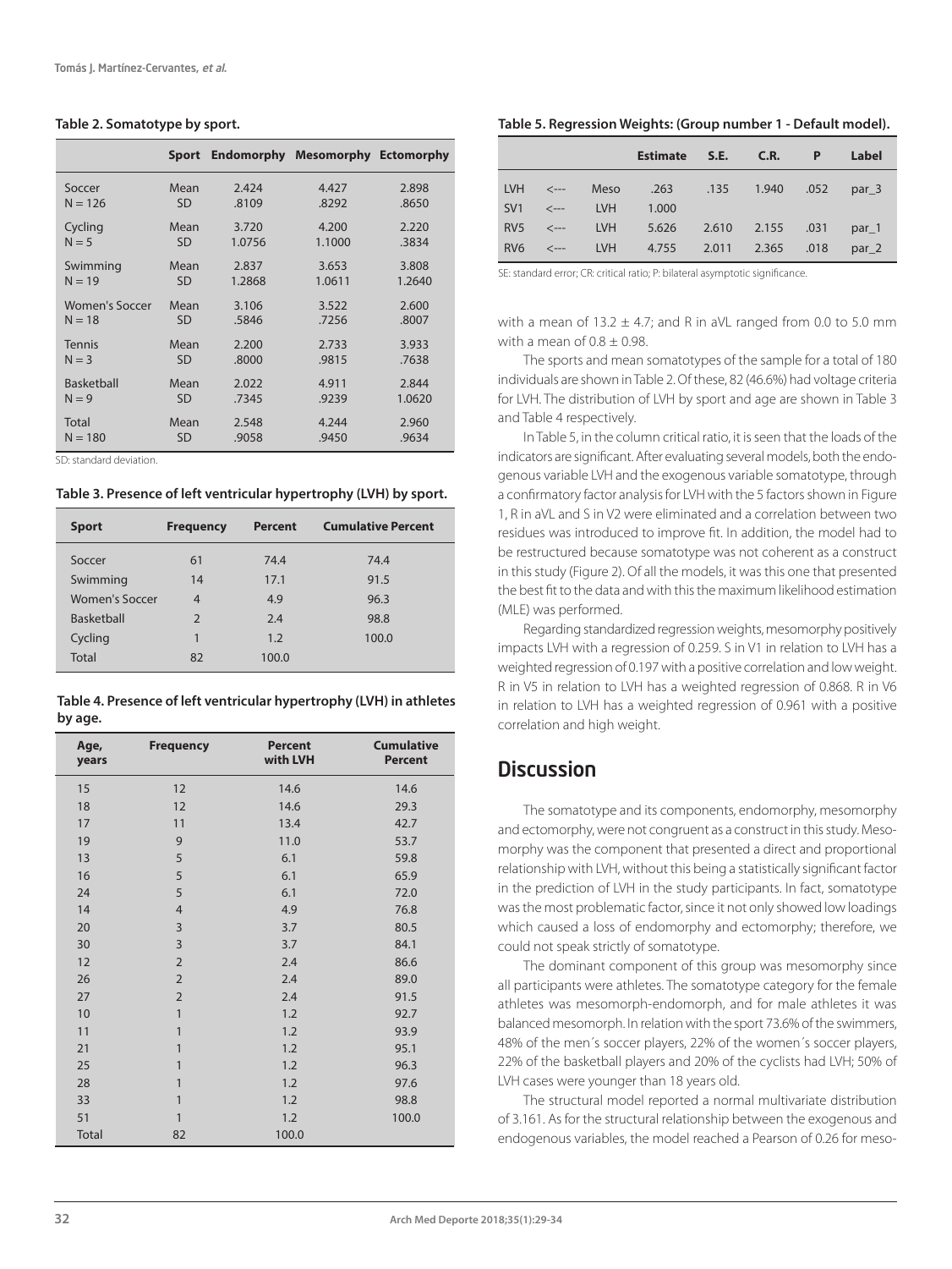**Table 2. Somatotype by sport.**

| | Sport | Endomorphy | Mesomorphy | Ectomorphy |
|---|---|---|---|---|
| Soccer | Mean | 2.424 | 4.427 | 2.898 |
| N = 126 | SD | .8109 | .8292 | .8650 |
| Cycling | Mean | 3.720 | 4.200 | 2.220 |
| N = 5 | SD | 1.0756 | 1.1000 | .3834 |
| Swimming | Mean | 2.837 | 3.653 | 3.808 |
| N = 19 | SD | 1.2868 | 1.0611 | 1.2640 |
| Women's Soccer | Mean | 3.106 | 3.522 | 2.600 |
| N = 18 | SD | .5846 | .7256 | .8007 |
| Tennis | Mean | 2.200 | 2.733 | 3.933 |
| N = 3 | SD | .8000 | .9815 | .7638 |
| Basketball | Mean | 2.022 | 4.911 | 2.844 |
| N = 9 | SD | .7345 | .9239 | 1.0620 |
| Total | Mean | 2.548 | 4.244 | 2.960 |
| N = 180 | SD | .9058 | .9450 | .9634 |

SD: standard deviation.

**Table 3. Presence of left ventricular hypertrophy (LVH) by sport.**

| Sport | Frequency | Percent | Cumulative Percent |
|---|---|---|---|
| Soccer | 61 | 74.4 | 74.4 |
| Swimming | 14 | 17.1 | 91.5 |
| Women's Soccer | 4 | 4.9 | 96.3 |
| Basketball | 2 | 2.4 | 98.8 |
| Cycling | 1 | 1.2 | 100.0 |
| Total | 82 | 100.0 | |

**Table 4. Presence of left ventricular hypertrophy (LVH) in athletes by age.**

| Age, years | Frequency | Percent with LVH | Cumulative Percent |
|---|---|---|---|
| 15 | 12 | 14.6 | 14.6 |
| 18 | 12 | 14.6 | 29.3 |
| 17 | 11 | 13.4 | 42.7 |
| 19 | 9 | 11.0 | 53.7 |
| 13 | 5 | 6.1 | 59.8 |
| 16 | 5 | 6.1 | 65.9 |
| 24 | 5 | 6.1 | 72.0 |
| 14 | 4 | 4.9 | 76.8 |
| 20 | 3 | 3.7 | 80.5 |
| 30 | 3 | 3.7 | 84.1 |
| 12 | 2 | 2.4 | 86.6 |
| 26 | 2 | 2.4 | 89.0 |
| 27 | 2 | 2.4 | 91.5 |
| 10 | 1 | 1.2 | 92.7 |
| 11 | 1 | 1.2 | 93.9 |
| 21 | 1 | 1.2 | 95.1 |
| 25 | 1 | 1.2 | 96.3 |
| 28 | 1 | 1.2 | 97.6 |
| 33 | 1 | 1.2 | 98.8 |
| 51 | 1 | 1.2 | 100.0 |
| Total | 82 | 100.0 | |

**Table 5. Regression Weights: (Group number 1 - Default model).**

| | | | Estimate | S.E. | C.R. | P | Label |
|---|---|---|---|---|---|---|---|
| LVH | <--- | Meso | .263 | .135 | 1.940 | .052 | par_3 |
| SV1 | <--- | LVH | 1.000 | | | | |
| RV5 | <--- | LVH | 5.626 | 2.610 | 2.155 | .031 | par_1 |
| RV6 | <--- | LVH | 4.755 | 2.011 | 2.365 | .018 | par_2 |

SE: standard error; CR: critical ratio; P: bilateral asymptotic significance.

with a mean of 13.2 ± 4.7; and R in aVL ranged from 0.0 to 5.0 mm with a mean of 0.8 ± 0.98.

The sports and mean somatotypes of the sample for a total of 180 individuals are shown in Table 2. Of these, 82 (46.6%) had voltage criteria for LVH. The distribution of LVH by sport and age are shown in Table 3 and Table 4 respectively.

In Table 5, in the column critical ratio, it is seen that the loads of the indicators are significant. After evaluating several models, both the endogenous variable LVH and the exogenous variable somatotype, through a confirmatory factor analysis for LVH with the 5 factors shown in Figure 1, R in aVL and S in V2 were eliminated and a correlation between two residues was introduced to improve fit. In addition, the model had to be restructured because somatotype was not coherent as a construct in this study (Figure 2). Of all the models, it was this one that presented the best fit to the data and with this the maximum likelihood estimation (MLE) was performed.

Regarding standardized regression weights, mesomorphy positively impacts LVH with a regression of 0.259. S in V1 in relation to LVH has a weighted regression of 0.197 with a positive correlation and low weight. R in V5 in relation to LVH has a weighted regression of 0.868. R in V6 in relation to LVH has a weighted regression of 0.961 with a positive correlation and high weight.

## Discussion

The somatotype and its components, endomorphy, mesomorphy and ectomorphy, were not congruent as a construct in this study. Mesomorphy was the component that presented a direct and proportional relationship with LVH, without this being a statistically significant factor in the prediction of LVH in the study participants. In fact, somatotype was the most problematic factor, since it not only showed low loadings which caused a loss of endomorphy and ectomorphy; therefore, we could not speak strictly of somatotype.

The dominant component of this group was mesomorphy since all participants were athletes. The somatotype category for the female athletes was mesomorph-endomorph, and for male athletes it was balanced mesomorph. In relation with the sport 73.6% of the swimmers, 48% of the men´s soccer players, 22% of the women´s soccer players, 22% of the basketball players and 20% of the cyclists had LVH; 50% of LVH cases were younger than 18 years old.

The structural model reported a normal multivariate distribution of 3.161. As for the structural relationship between the exogenous and endogenous variables, the model reached a Pearson of 0.26 for meso-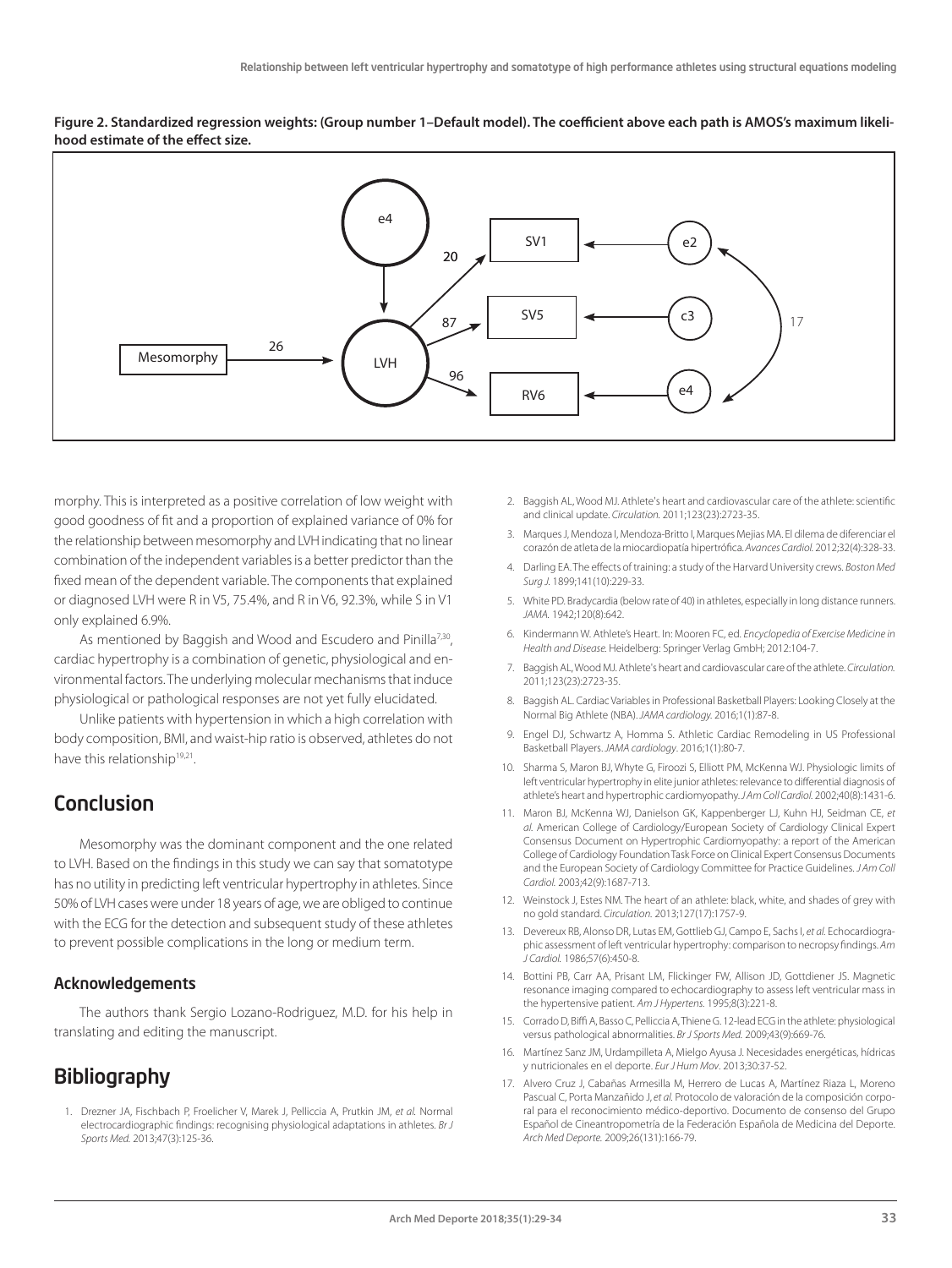**Figure 2. Standardized regression weights: (Group number 1–Default model). The coefficient above each path is AMOS's maximum likelihood estimate of the effect size.**

morphy. This is interpreted as a positive correlation of low weight with good goodness of fit and a proportion of explained variance of 0% for the relationship between mesomorphy and LVH indicating that no linear combination of the independent variables is a better predictor than the fixed mean of the dependent variable. The components that explained or diagnosed LVH were R in V5, 75.4%, and R in V6, 92.3%, while S in V1 only explained 6.9%.

As mentioned by Baggish and Wood and Escudero and Pinilla[7,30], cardiac hypertrophy is a combination of genetic, physiological and environmental factors. The underlying molecular mechanisms that induce physiological or pathological responses are not yet fully elucidated.

Unlike patients with hypertension in which a high correlation with body composition, BMI, and waist-hip ratio is observed, athletes do not have this relationship[19,21].

## Conclusion

Mesomorphy was the dominant component and the one related to LVH. Based on the findings in this study we can say that somatotype has no utility in predicting left ventricular hypertrophy in athletes. Since 50% of LVH cases were under 18 years of age, we are obliged to continue with the ECG for the detection and subsequent study of these athletes to prevent possible complications in the long or medium term.

### Acknowledgements

The authors thank Sergio Lozano-Rodriguez, M.D. for his help in translating and editing the manuscript.

## Bibliography

1. Drezner JA, Fischbach P, Froelicher V, Marek J, Pelliccia A, Prutkin JM, *et al.* Normal electrocardiographic findings: recognising physiological adaptations in athletes. *Br J Sports Med.* 2013;47(3):125-36.
2. Baggish AL, Wood MJ. Athlete's heart and cardiovascular care of the athlete: scientific and clinical update. *Circulation.* 2011;123(23):2723-35.
3. Marques J, Mendoza I, Mendoza-Britto I, Marques Mejias MA. El dilema de diferenciar el corazón de atleta de la miocardiopatía hipertrófica. *Avances Cardiol.* 2012;32(4):328-33.
4. Darling EA. The effects of training: a study of the Harvard University crews. *Boston Med Surg J.* 1899;141(10):229-33.
5. White PD. Bradycardia (below rate of 40) in athletes, especially in long distance runners. *JAMA.* 1942;120(8):642.
6. Kindermann W. Athlete's Heart. In: Mooren FC, ed. *Encyclopedia of Exercise Medicine in Health and Disease.* Heidelberg: Springer Verlag GmbH; 2012:104-7.
7. Baggish AL, Wood MJ. Athlete's heart and cardiovascular care of the athlete. *Circulation.* 2011;123(23):2723-35.
8. Baggish AL. Cardiac Variables in Professional Basketball Players: Looking Closely at the Normal Big Athlete (NBA). *JAMA cardiology.* 2016;1(1):87-8.
9. Engel DJ, Schwartz A, Homma S. Athletic Cardiac Remodeling in US Professional Basketball Players. *JAMA cardiology.* 2016;1(1):80-7.
10. Sharma S, Maron BJ, Whyte G, Firoozi S, Elliott PM, McKenna WJ. Physiologic limits of left ventricular hypertrophy in elite junior athletes: relevance to differential diagnosis of athlete's heart and hypertrophic cardiomyopathy. *J Am Coll Cardiol.* 2002;40(8):1431-6.
11. Maron BJ, McKenna WJ, Danielson GK, Kappenberger LJ, Kuhn HJ, Seidman CE, *et al.* American College of Cardiology/European Society of Cardiology Clinical Expert Consensus Document on Hypertrophic Cardiomyopathy: a report of the American College of Cardiology Foundation Task Force on Clinical Expert Consensus Documents and the European Society of Cardiology Committee for Practice Guidelines. *J Am Coll Cardiol.* 2003;42(9):1687-713.
12. Weinstock J, Estes NM. The heart of an athlete: black, white, and shades of grey with no gold standard. *Circulation.* 2013;127(17):1757-9.
13. Devereux RB, Alonso DR, Lutas EM, Gottlieb GJ, Campo E, Sachs I, *et al.* Echocardiographic assessment of left ventricular hypertrophy: comparison to necropsy findings. *Am J Cardiol.* 1986;57(6):450-8.
14. Bottini PB, Carr AA, Prisant LM, Flickinger FW, Allison JD, Gottdiener JS. Magnetic resonance imaging compared to echocardiography to assess left ventricular mass in the hypertensive patient. *Am J Hypertens.* 1995;8(3):221-8.
15. Corrado D, Biffi A, Basso C, Pelliccia A, Thiene G. 12-lead ECG in the athlete: physiological versus pathological abnormalities. *Br J Sports Med.* 2009;43(9):669-76.
16. Martínez Sanz JM, Urdampilleta A, Mielgo Ayusa J. Necesidades energéticas, hídricas y nutricionales en el deporte. *Eur J Hum Mov.* 2013;30:37-52.
17. Alvero Cruz J, Cabañas Armesilla M, Herrero de Lucas A, Martínez Riaza L, Moreno Pascual C, Porta Manzañido J, *et al.* Protocolo de valoración de la composición corporal para el reconocimiento médico-deportivo. Documento de consenso del Grupo Español de Cineantropometría de la Federación Española de Medicina del Deporte. *Arch Med Deporte.* 2009;26(131):166-79.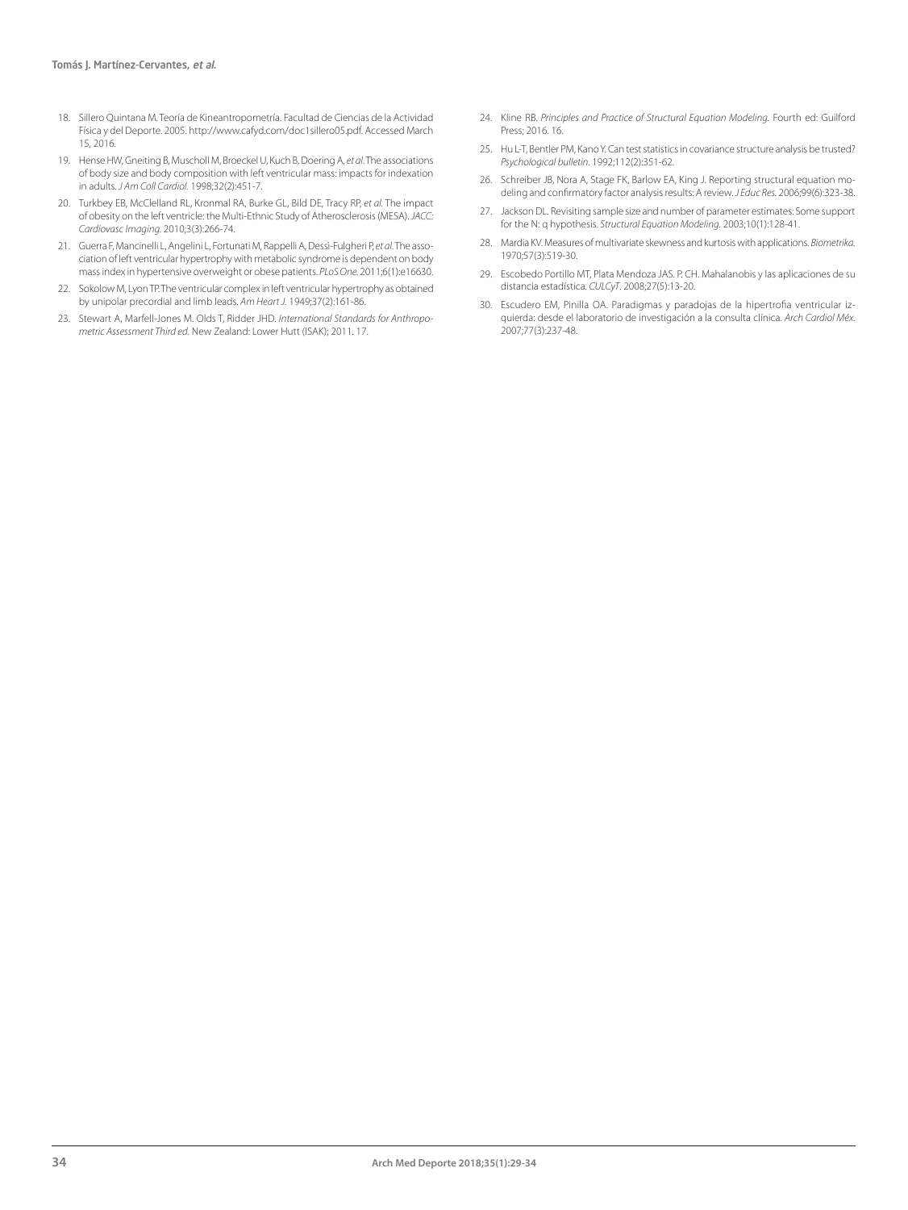18. Sillero Quintana M. Teoría de Kineantropometría. Facultad de Ciencias de la Actividad Física y del Deporte. 2005. http://www.cafyd.com/doc1sillero05.pdf. Accessed March 15, 2016.
19. Hense HW, Gneiting B, Muscholl M, Broeckel U, Kuch B, Doering A, *et al*. The associations of body size and body composition with left ventricular mass: impacts for indexation in adults. *J Am Coll Cardiol.* 1998;32(2):451-7.
20. Turkbey EB, McClelland RL, Kronmal RA, Burke GL, Bild DE, Tracy RP, *et al.* The impact of obesity on the left ventricle: the Multi-Ethnic Study of Atherosclerosis (MESA). *JACC: Cardiovasc Imaging.* 2010;3(3):266-74.
21. Guerra F, Mancinelli L, Angelini L, Fortunati M, Rappelli A, Dessì-Fulgheri P, *et al*. The association of left ventricular hypertrophy with metabolic syndrome is dependent on body mass index in hypertensive overweight or obese patients. *PLoS One*. 2011;6(1):e16630.
22. Sokolow M, Lyon TP. The ventricular complex in left ventricular hypertrophy as obtained by unipolar precordial and limb leads. *Am Heart J.* 1949;37(2):161-86.
23. Stewart A, Marfell-Jones M. Olds T, Ridder JHD. *International Standards for Anthropometric Assessment Third ed*. New Zealand: Lower Hutt (ISAK); 2011. 17.
24. Kline RB. *Principles and Practice of Structural Equation Modeling.* Fourth ed: Guilford Press; 2016. 16.
25. Hu L-T, Bentler PM, Kano Y. Can test statistics in covariance structure analysis be trusted? *Psychological bulletin*. 1992;112(2):351-62.
26. Schreiber JB, Nora A, Stage FK, Barlow EA, King J. Reporting structural equation modeling and confirmatory factor analysis results: A review. *J Educ Res.* 2006;99(6):323-38.
27. Jackson DL. Revisiting sample size and number of parameter estimates: Some support for the N: q hypothesis. *Structural Equation Modeling.* 2003;10(1):128-41.
28. Mardia KV. Measures of multivariate skewness and kurtosis with applications. *Biometrika.* 1970;57(3):519-30.
29. Escobedo Portillo MT, Plata Mendoza JAS. P. CH. Mahalanobis y las aplicaciones de su distancia estadística. *CULCyT*. 2008;27(5):13-20.
30. Escudero EM, Pinilla OA. Paradigmas y paradojas de la hipertrofia ventricular izquierda: desde el laboratorio de investigación a la consulta clínica. *Arch Cardiol Méx.* 2007;77(3):237-48.